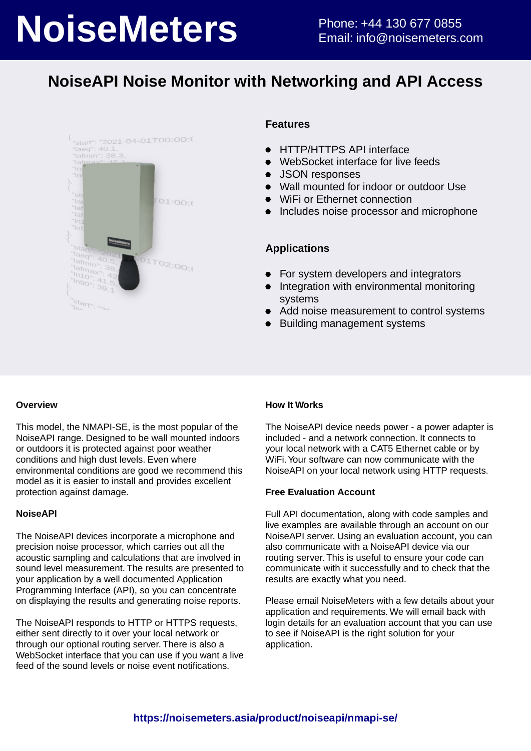# NoiseMeters

Phone: +44 130 677 0855
Email: info@noisemeters.com

## NoiseAPI Noise Monitor with Networking and API Access

### Features

- HTTP/HTTPS API interface
- WebSocket interface for live feeds
- JSON responses
- Wall mounted for indoor or outdoor Use
- WiFi or Ethernet connection
- Includes noise processor and microphone

### Applications

- For system developers and integrators
- Integration with environmental monitoring systems
- Add noise measurement to control systems
- Building management systems

#### Overview

This model, the NMAPI-SE, is the most popular of the NoiseAPI range. Designed to be wall mounted indoors or outdoors it is protected against poor weather conditions and high dust levels. Even where environmental conditions are good we recommend this model as it is easier to install and provides excellent protection against damage.

#### NoiseAPI

The NoiseAPI devices incorporate a microphone and precision noise processor, which carries out all the acoustic sampling and calculations that are involved in sound level measurement. The results are presented to your application by a well documented Application Programming Interface (API), so you can concentrate on displaying the results and generating noise reports.

The NoiseAPI responds to HTTP or HTTPS requests, either sent directly to it over your local network or through our optional routing server. There is also a WebSocket interface that you can use if you want a live feed of the sound levels or noise event notifications.

#### How It Works

The NoiseAPI device needs power - a power adapter is included - and a network connection. It connects to your local network with a CAT5 Ethernet cable or by WiFi. Your software can now communicate with the NoiseAPI on your local network using HTTP requests.

#### Free Evaluation Account

Full API documentation, along with code samples and live examples are available through an account on our NoiseAPI server. Using an evaluation account, you can also communicate with a NoiseAPI device via our routing server. This is useful to ensure your code can communicate with it successfully and to check that the results are exactly what you need.

Please email NoiseMeters with a few details about your application and requirements. We will email back with login details for an evaluation account that you can use to see if NoiseAPI is the right solution for your application.

https://noisemeters.asia/product/noiseapi/nmapi-se/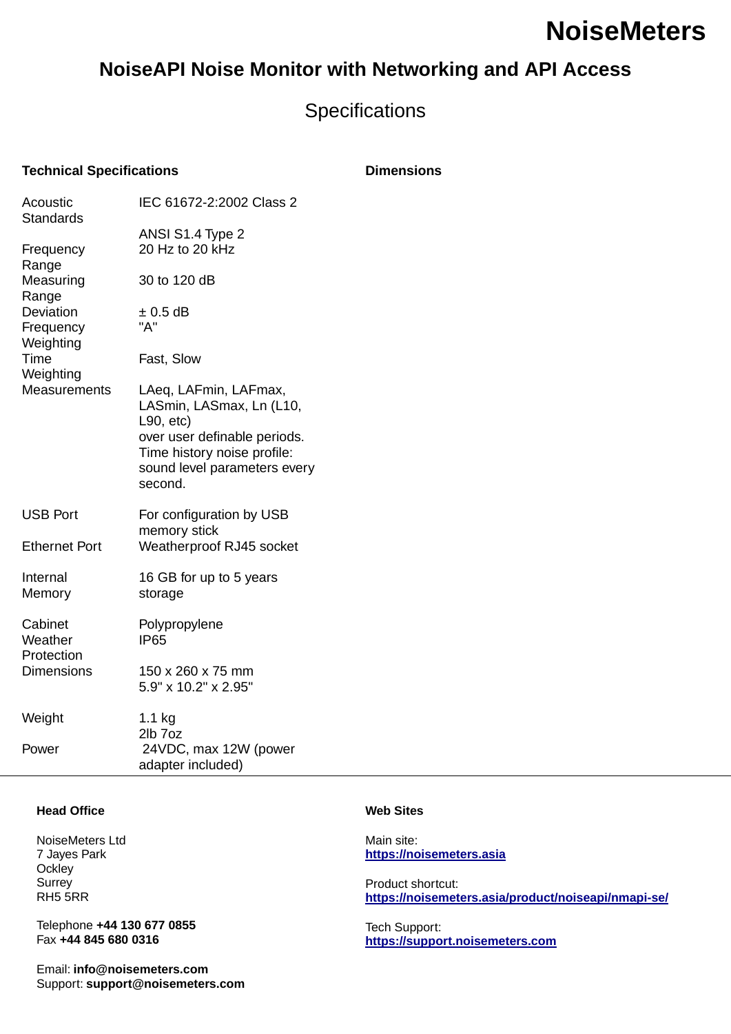# NoiseMeters

## NoiseAPI Noise Monitor with Networking and API Access

Specifications

### Technical Specifications

| | |
|---|---|
| Acoustic Standards | IEC 61672-2:2002 Class 2<br>ANSI S1.4 Type 2 |
| Frequency Range | 20 Hz to 20 kHz |
| Measuring Range | 30 to 120 dB |
| Deviation | ± 0.5 dB |
| Frequency Weighting | "A" |
| Time Weighting | Fast, Slow |
| Measurements | LAeq, LAFmin, LAFmax, LASmin, LASmax, Ln (L10, L90, etc)<br>over user definable periods.<br>Time history noise profile: sound level parameters every second. |
| USB Port | For configuration by USB memory stick |
| Ethernet Port | Weatherproof RJ45 socket |
| Internal Memory | 16 GB for up to 5 years storage |
| Cabinet | Polypropylene |
| Weather Protection | IP65 |
| Dimensions | 150 x 260 x 75 mm<br>5.9" x 10.2" x 2.95" |
| Weight | 1.1 kg<br>2lb 7oz |
| Power | 24VDC, max 12W (power adapter included) |

### Dimensions

---

**Head Office**

NoiseMeters Ltd
7 Jayes Park
Ockley
Surrey
RH5 5RR

Telephone **+44 130 677 0855**
Fax **+44 845 680 0316**

Email: **info@noisemeters.com**
Support: **support@noisemeters.com**

**Web Sites**

Main site:
**https://noisemeters.asia**

Product shortcut:
**https://noisemeters.asia/product/noiseapi/nmapi-se/**

Tech Support:
**https://support.noisemeters.com**